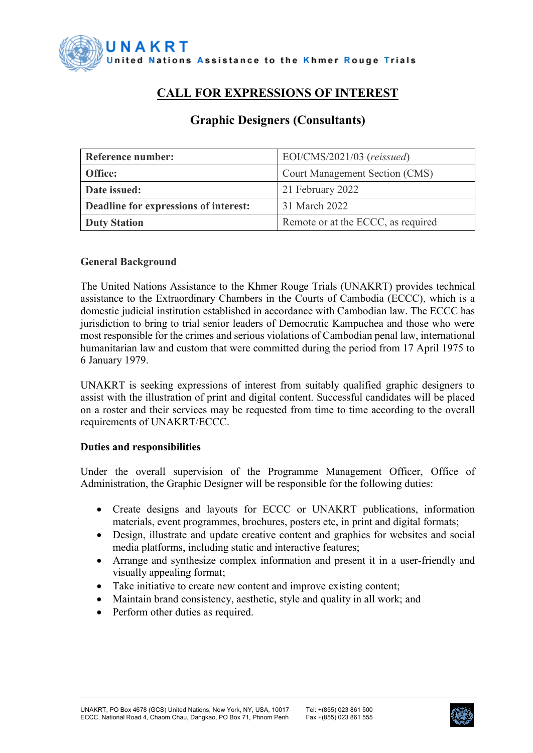**UNAKRT**
United Nations Assistance to the Khmer Rouge Trials

# CALL FOR EXPRESSIONS OF INTEREST

## Graphic Designers (Consultants)

| **Reference number:** | EOI/CMS/2021/03 (*reissued*) |
|---|---|
| **Office:** | Court Management Section (CMS) |
| **Date issued:** | 21 February 2022 |
| **Deadline for expressions of interest:** | 31 March 2022 |
| **Duty Station** | Remote or at the ECCC, as required |

### General Background

The United Nations Assistance to the Khmer Rouge Trials (UNAKRT) provides technical assistance to the Extraordinary Chambers in the Courts of Cambodia (ECCC), which is a domestic judicial institution established in accordance with Cambodian law. The ECCC has jurisdiction to bring to trial senior leaders of Democratic Kampuchea and those who were most responsible for the crimes and serious violations of Cambodian penal law, international humanitarian law and custom that were committed during the period from 17 April 1975 to 6 January 1979.

UNAKRT is seeking expressions of interest from suitably qualified graphic designers to assist with the illustration of print and digital content. Successful candidates will be placed on a roster and their services may be requested from time to time according to the overall requirements of UNAKRT/ECCC.

### Duties and responsibilities

Under the overall supervision of the Programme Management Officer, Office of Administration, the Graphic Designer will be responsible for the following duties:

- Create designs and layouts for ECCC or UNAKRT publications, information materials, event programmes, brochures, posters etc, in print and digital formats;
- Design, illustrate and update creative content and graphics for websites and social media platforms, including static and interactive features;
- Arrange and synthesize complex information and present it in a user-friendly and visually appealing format;
- Take initiative to create new content and improve existing content;
- Maintain brand consistency, aesthetic, style and quality in all work; and
- Perform other duties as required.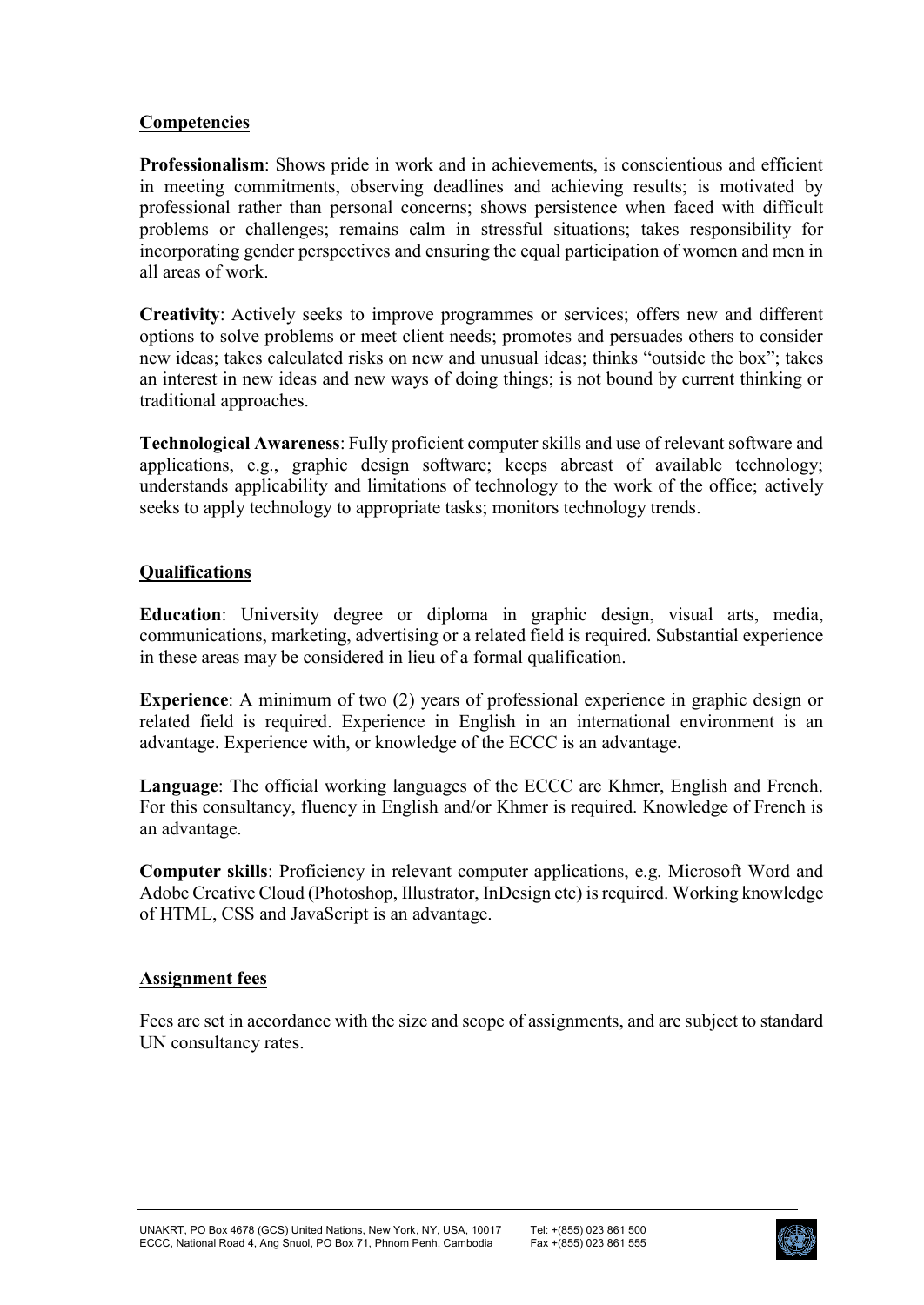## Competencies

**Professionalism**: Shows pride in work and in achievements, is conscientious and efficient in meeting commitments, observing deadlines and achieving results; is motivated by professional rather than personal concerns; shows persistence when faced with difficult problems or challenges; remains calm in stressful situations; takes responsibility for incorporating gender perspectives and ensuring the equal participation of women and men in all areas of work.

**Creativity**: Actively seeks to improve programmes or services; offers new and different options to solve problems or meet client needs; promotes and persuades others to consider new ideas; takes calculated risks on new and unusual ideas; thinks "outside the box"; takes an interest in new ideas and new ways of doing things; is not bound by current thinking or traditional approaches.

**Technological Awareness**: Fully proficient computer skills and use of relevant software and applications, e.g., graphic design software; keeps abreast of available technology; understands applicability and limitations of technology to the work of the office; actively seeks to apply technology to appropriate tasks; monitors technology trends.

## Qualifications

**Education**: University degree or diploma in graphic design, visual arts, media, communications, marketing, advertising or a related field is required. Substantial experience in these areas may be considered in lieu of a formal qualification.

**Experience**: A minimum of two (2) years of professional experience in graphic design or related field is required. Experience in English in an international environment is an advantage. Experience with, or knowledge of the ECCC is an advantage.

**Language**: The official working languages of the ECCC are Khmer, English and French. For this consultancy, fluency in English and/or Khmer is required. Knowledge of French is an advantage.

**Computer skills**: Proficiency in relevant computer applications, e.g. Microsoft Word and Adobe Creative Cloud (Photoshop, Illustrator, InDesign etc) is required. Working knowledge of HTML, CSS and JavaScript is an advantage.

## Assignment fees

Fees are set in accordance with the size and scope of assignments, and are subject to standard UN consultancy rates.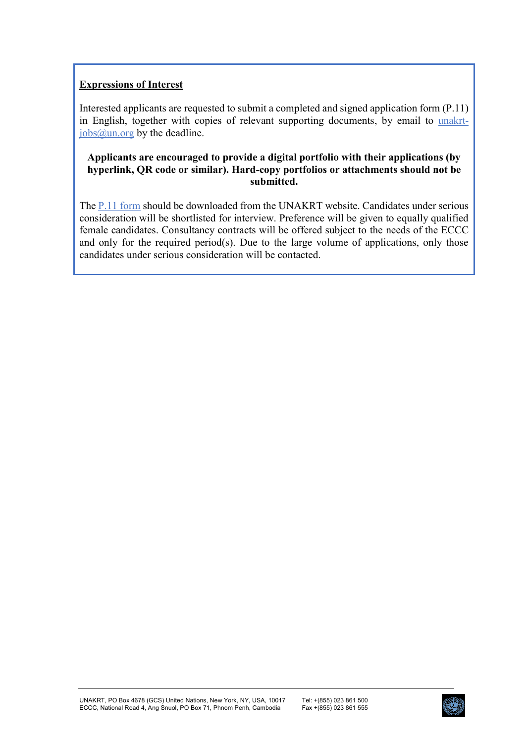**Expressions of Interest**

Interested applicants are requested to submit a completed and signed application form (P.11) in English, together with copies of relevant supporting documents, by email to unakrt-jobs@un.org by the deadline.

**Applicants are encouraged to provide a digital portfolio with their applications (by hyperlink, QR code or similar). Hard-copy portfolios or attachments should not be submitted.**

The P.11 form should be downloaded from the UNAKRT website. Candidates under serious consideration will be shortlisted for interview. Preference will be given to equally qualified female candidates. Consultancy contracts will be offered subject to the needs of the ECCC and only for the required period(s). Due to the large volume of applications, only those candidates under serious consideration will be contacted.